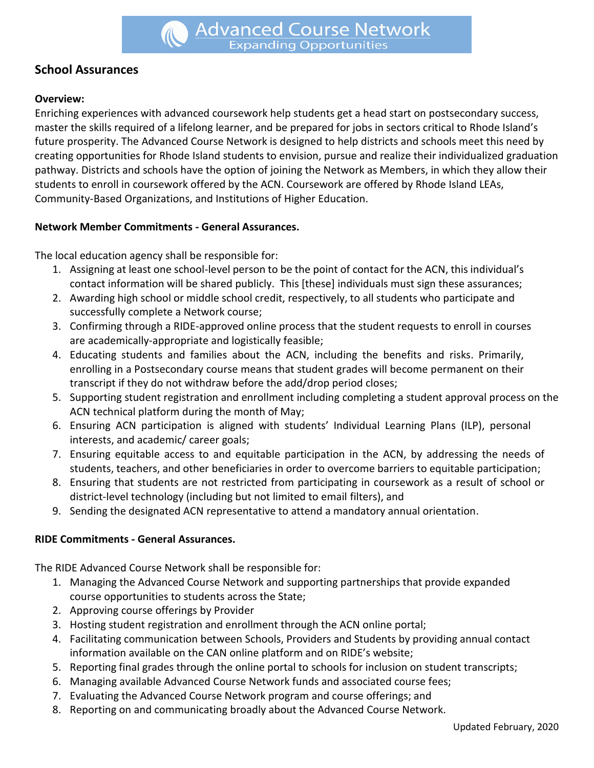Advanced Course Network
Expanding Opportunities

## School Assurances

**Overview:**
Enriching experiences with advanced coursework help students get a head start on postsecondary success, master the skills required of a lifelong learner, and be prepared for jobs in sectors critical to Rhode Island's future prosperity. The Advanced Course Network is designed to help districts and schools meet this need by creating opportunities for Rhode Island students to envision, pursue and realize their individualized graduation pathway. Districts and schools have the option of joining the Network as Members, in which they allow their students to enroll in coursework offered by the ACN. Coursework are offered by Rhode Island LEAs, Community-Based Organizations, and Institutions of Higher Education.

**Network Member Commitments - General Assurances.**

The local education agency shall be responsible for:

1. Assigning at least one school-level person to be the point of contact for the ACN, this individual's contact information will be shared publicly. This [these] individuals must sign these assurances;
2. Awarding high school or middle school credit, respectively, to all students who participate and successfully complete a Network course;
3. Confirming through a RIDE-approved online process that the student requests to enroll in courses are academically-appropriate and logistically feasible;
4. Educating students and families about the ACN, including the benefits and risks. Primarily, enrolling in a Postsecondary course means that student grades will become permanent on their transcript if they do not withdraw before the add/drop period closes;
5. Supporting student registration and enrollment including completing a student approval process on the ACN technical platform during the month of May;
6. Ensuring ACN participation is aligned with students' Individual Learning Plans (ILP), personal interests, and academic/ career goals;
7. Ensuring equitable access to and equitable participation in the ACN, by addressing the needs of students, teachers, and other beneficiaries in order to overcome barriers to equitable participation;
8. Ensuring that students are not restricted from participating in coursework as a result of school or district-level technology (including but not limited to email filters), and
9. Sending the designated ACN representative to attend a mandatory annual orientation.

**RIDE Commitments - General Assurances.**

The RIDE Advanced Course Network shall be responsible for:

1. Managing the Advanced Course Network and supporting partnerships that provide expanded course opportunities to students across the State;
2. Approving course offerings by Provider
3. Hosting student registration and enrollment through the ACN online portal;
4. Facilitating communication between Schools, Providers and Students by providing annual contact information available on the CAN online platform and on RIDE's website;
5. Reporting final grades through the online portal to schools for inclusion on student transcripts;
6. Managing available Advanced Course Network funds and associated course fees;
7. Evaluating the Advanced Course Network program and course offerings; and
8. Reporting on and communicating broadly about the Advanced Course Network.

Updated February, 2020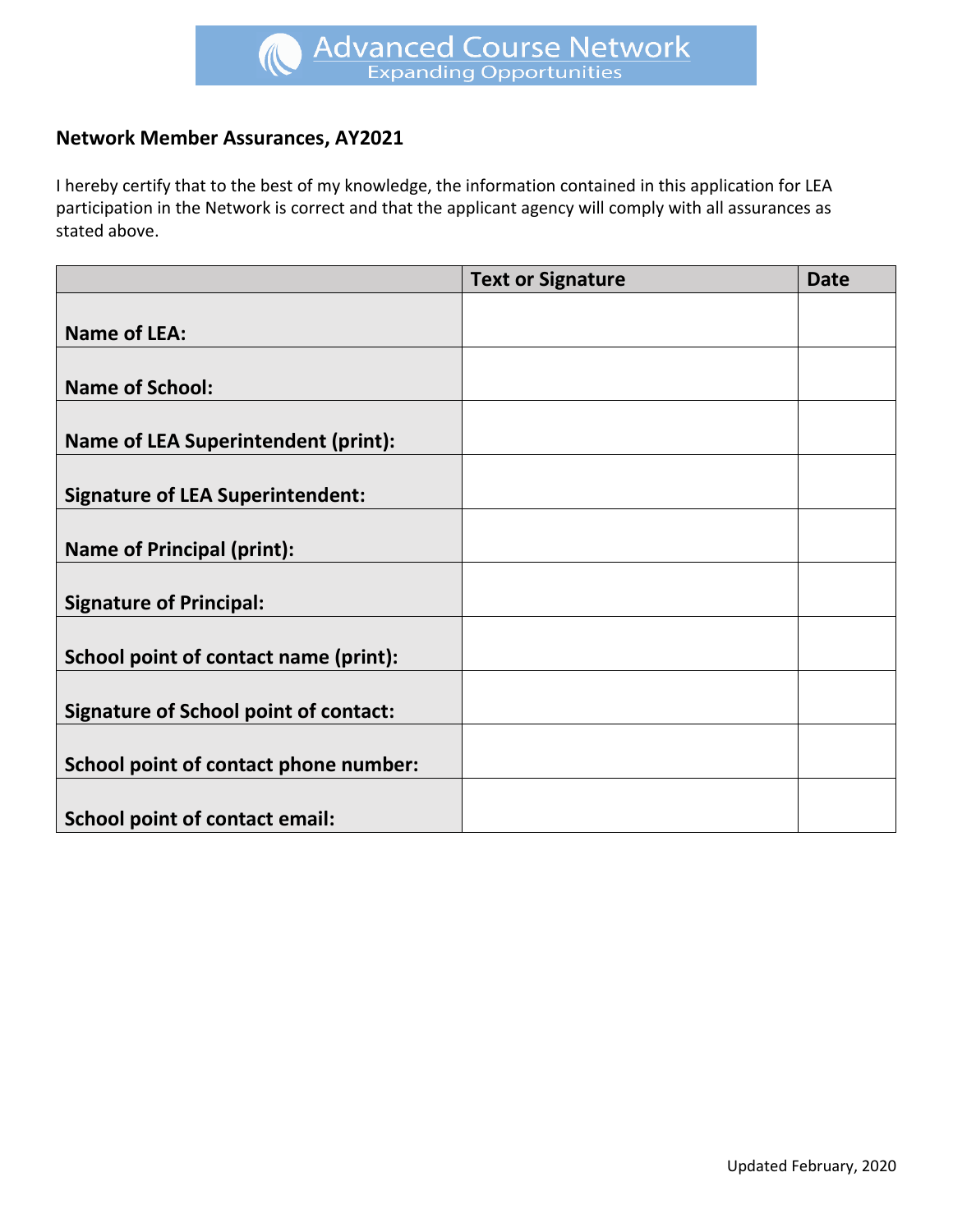Advanced Course Network
Expanding Opportunities

## Network Member Assurances, AY2021

I hereby certify that to the best of my knowledge, the information contained in this application for LEA participation in the Network is correct and that the applicant agency will comply with all assurances as stated above.

| | Text or Signature | Date |
|---|---|---|
| **Name of LEA:** | | |
| **Name of School:** | | |
| **Name of LEA Superintendent (print):** | | |
| **Signature of LEA Superintendent:** | | |
| **Name of Principal (print):** | | |
| **Signature of Principal:** | | |
| **School point of contact name (print):** | | |
| **Signature of School point of contact:** | | |
| **School point of contact phone number:** | | |
| **School point of contact email:** | | |

Updated February, 2020